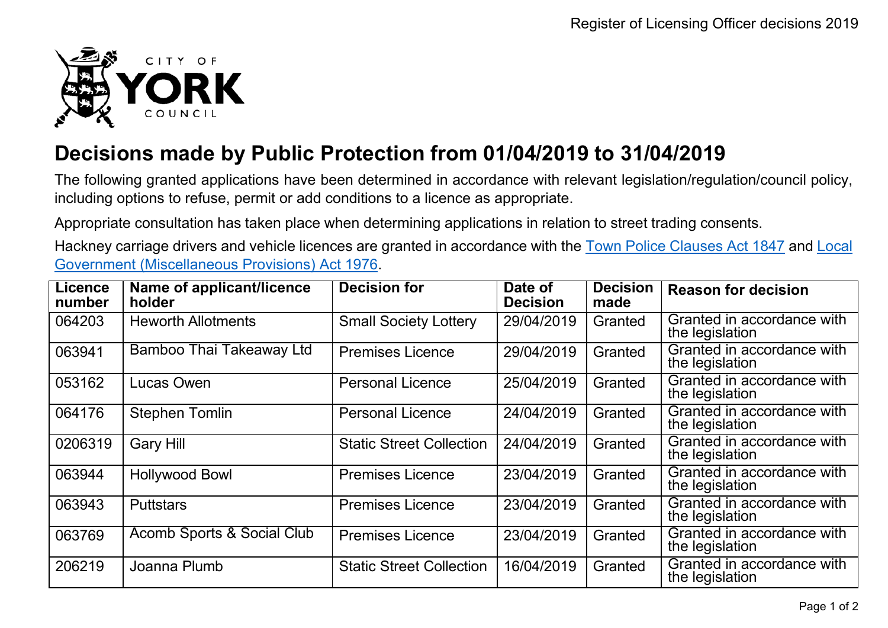# Decisions made by Public Protection from 01/04/2019 to 31/04/2019

The following granted applications have been determined in accordance with relevant legislation/regulation/council policy, including options to refuse, permit or add conditions to a licence as appropriate.

Appropriate consultation has taken place when determining applications in relation to street trading consents.

Hackney carriage drivers and vehicle licences are granted in accordance with the Town Police Clauses Act 1847 and Local Government (Miscellaneous Provisions) Act 1976.

| Licence number | Name of applicant/licence holder | Decision for | Date of Decision | Decision made | Reason for decision |
|---|---|---|---|---|---|
| 064203 | Heworth Allotments | Small Society Lottery | 29/04/2019 | Granted | Granted in accordance with the legislation |
| 063941 | Bamboo Thai Takeaway Ltd | Premises Licence | 29/04/2019 | Granted | Granted in accordance with the legislation |
| 053162 | Lucas Owen | Personal Licence | 25/04/2019 | Granted | Granted in accordance with the legislation |
| 064176 | Stephen Tomlin | Personal Licence | 24/04/2019 | Granted | Granted in accordance with the legislation |
| 0206319 | Gary Hill | Static Street Collection | 24/04/2019 | Granted | Granted in accordance with the legislation |
| 063944 | Hollywood Bowl | Premises Licence | 23/04/2019 | Granted | Granted in accordance with the legislation |
| 063943 | Puttstars | Premises Licence | 23/04/2019 | Granted | Granted in accordance with the legislation |
| 063769 | Acomb Sports & Social Club | Premises Licence | 23/04/2019 | Granted | Granted in accordance with the legislation |
| 206219 | Joanna Plumb | Static Street Collection | 16/04/2019 | Granted | Granted in accordance with the legislation |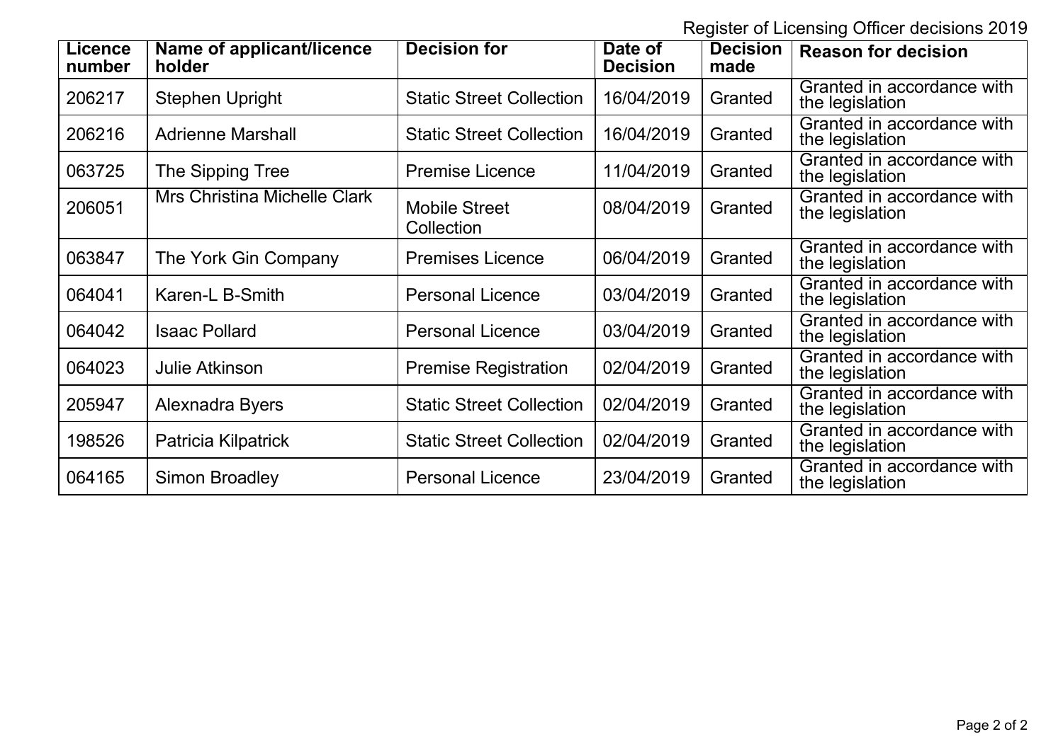Register of Licensing Officer decisions 2019

| Licence number | Name of applicant/licence holder | Decision for | Date of Decision | Decision made | Reason for decision |
|---|---|---|---|---|---|
| 206217 | Stephen Upright | Static Street Collection | 16/04/2019 | Granted | Granted in accordance with the legislation |
| 206216 | Adrienne Marshall | Static Street Collection | 16/04/2019 | Granted | Granted in accordance with the legislation |
| 063725 | The Sipping Tree | Premise Licence | 11/04/2019 | Granted | Granted in accordance with the legislation |
| 206051 | Mrs Christina Michelle Clark | Mobile Street Collection | 08/04/2019 | Granted | Granted in accordance with the legislation |
| 063847 | The York Gin Company | Premises Licence | 06/04/2019 | Granted | Granted in accordance with the legislation |
| 064041 | Karen-L B-Smith | Personal Licence | 03/04/2019 | Granted | Granted in accordance with the legislation |
| 064042 | Isaac Pollard | Personal Licence | 03/04/2019 | Granted | Granted in accordance with the legislation |
| 064023 | Julie Atkinson | Premise Registration | 02/04/2019 | Granted | Granted in accordance with the legislation |
| 205947 | Alexnadra Byers | Static Street Collection | 02/04/2019 | Granted | Granted in accordance with the legislation |
| 198526 | Patricia Kilpatrick | Static Street Collection | 02/04/2019 | Granted | Granted in accordance with the legislation |
| 064165 | Simon Broadley | Personal Licence | 23/04/2019 | Granted | Granted in accordance with the legislation |